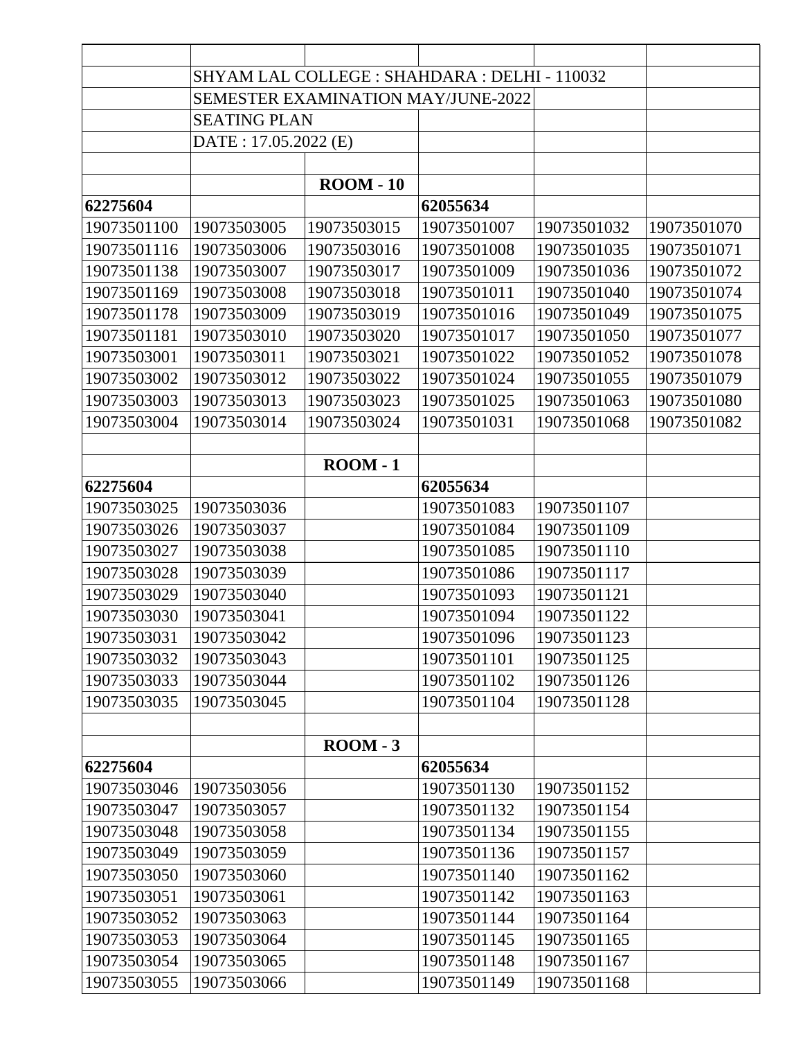SHYAM LAL COLLEGE : SHAHDARA : DELHI - 110032

SEMESTER EXAMINATION MAY/JUNE-2022

SEATING PLAN

DATE : 17.05.2022 (E)

**ROOM - 10**

| **62275604** | | | **62055634** | | |
|---|---|---|---|---|---|
| 19073501100 | 19073503005 | 19073503015 | 19073501007 | 19073501032 | 19073501070 |
| 19073501116 | 19073503006 | 19073503016 | 19073501008 | 19073501035 | 19073501071 |
| 19073501138 | 19073503007 | 19073503017 | 19073501009 | 19073501036 | 19073501072 |
| 19073501169 | 19073503008 | 19073503018 | 19073501011 | 19073501040 | 19073501074 |
| 19073501178 | 19073503009 | 19073503019 | 19073501016 | 19073501049 | 19073501075 |
| 19073501181 | 19073503010 | 19073503020 | 19073501017 | 19073501050 | 19073501077 |
| 19073503001 | 19073503011 | 19073503021 | 19073501022 | 19073501052 | 19073501078 |
| 19073503002 | 19073503012 | 19073503022 | 19073501024 | 19073501055 | 19073501079 |
| 19073503003 | 19073503013 | 19073503023 | 19073501025 | 19073501063 | 19073501080 |
| 19073503004 | 19073503014 | 19073503024 | 19073501031 | 19073501068 | 19073501082 |

**ROOM - 1**

| **62275604** | | | **62055634** | | |
|---|---|---|---|---|---|
| 19073503025 | 19073503036 | | 19073501083 | 19073501107 | |
| 19073503026 | 19073503037 | | 19073501084 | 19073501109 | |
| 19073503027 | 19073503038 | | 19073501085 | 19073501110 | |
| 19073503028 | 19073503039 | | 19073501086 | 19073501117 | |
| 19073503029 | 19073503040 | | 19073501093 | 19073501121 | |
| 19073503030 | 19073503041 | | 19073501094 | 19073501122 | |
| 19073503031 | 19073503042 | | 19073501096 | 19073501123 | |
| 19073503032 | 19073503043 | | 19073501101 | 19073501125 | |
| 19073503033 | 19073503044 | | 19073501102 | 19073501126 | |
| 19073503035 | 19073503045 | | 19073501104 | 19073501128 | |

**ROOM - 3**

| **62275604** | | | **62055634** | | |
|---|---|---|---|---|---|
| 19073503046 | 19073503056 | | 19073501130 | 19073501152 | |
| 19073503047 | 19073503057 | | 19073501132 | 19073501154 | |
| 19073503048 | 19073503058 | | 19073501134 | 19073501155 | |
| 19073503049 | 19073503059 | | 19073501136 | 19073501157 | |
| 19073503050 | 19073503060 | | 19073501140 | 19073501162 | |
| 19073503051 | 19073503061 | | 19073501142 | 19073501163 | |
| 19073503052 | 19073503063 | | 19073501144 | 19073501164 | |
| 19073503053 | 19073503064 | | 19073501145 | 19073501165 | |
| 19073503054 | 19073503065 | | 19073501148 | 19073501167 | |
| 19073503055 | 19073503066 | | 19073501149 | 19073501168 | |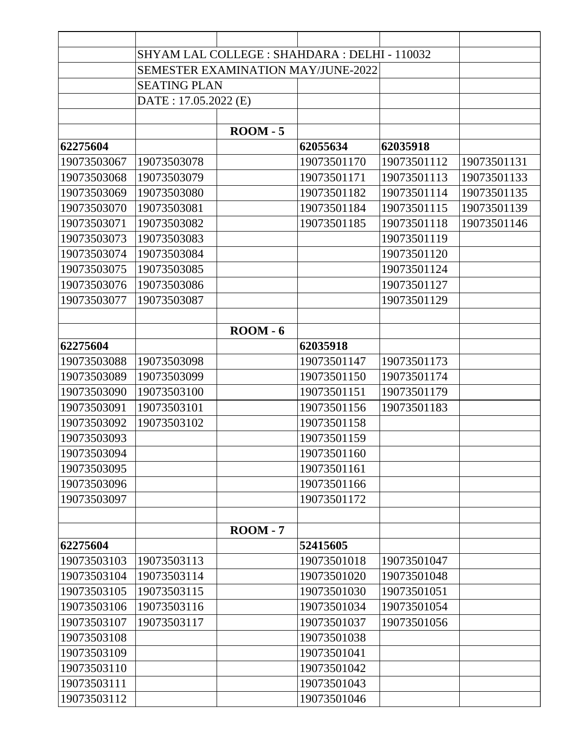SHYAM LAL COLLEGE : SHAHDARA : DELHI - 110032

SEMESTER EXAMINATION MAY/JUNE-2022

SEATING PLAN

DATE : 17.05.2022 (E)

| | | | | | |
|---|---|---|---|---|---|
| | | **ROOM - 5** | | | |
| **62275604** | | | **62055634** | **62035918** | |
| 19073503067 | 19073503078 | | 19073501170 | 19073501112 | 19073501131 |
| 19073503068 | 19073503079 | | 19073501171 | 19073501113 | 19073501133 |
| 19073503069 | 19073503080 | | 19073501182 | 19073501114 | 19073501135 |
| 19073503070 | 19073503081 | | 19073501184 | 19073501115 | 19073501139 |
| 19073503071 | 19073503082 | | 19073501185 | 19073501118 | 19073501146 |
| 19073503073 | 19073503083 | | | 19073501119 | |
| 19073503074 | 19073503084 | | | 19073501120 | |
| 19073503075 | 19073503085 | | | 19073501124 | |
| 19073503076 | 19073503086 | | | 19073501127 | |
| 19073503077 | 19073503087 | | | 19073501129 | |
| | | | | | |
| | | **ROOM - 6** | | | |
| **62275604** | | | **62035918** | | |
| 19073503088 | 19073503098 | | 19073501147 | 19073501173 | |
| 19073503089 | 19073503099 | | 19073501150 | 19073501174 | |
| 19073503090 | 19073503100 | | 19073501151 | 19073501179 | |
| 19073503091 | 19073503101 | | 19073501156 | 19073501183 | |
| 19073503092 | 19073503102 | | 19073501158 | | |
| 19073503093 | | | 19073501159 | | |
| 19073503094 | | | 19073501160 | | |
| 19073503095 | | | 19073501161 | | |
| 19073503096 | | | 19073501166 | | |
| 19073503097 | | | 19073501172 | | |
| | | | | | |
| | | **ROOM - 7** | | | |
| **62275604** | | | **52415605** | | |
| 19073503103 | 19073503113 | | 19073501018 | 19073501047 | |
| 19073503104 | 19073503114 | | 19073501020 | 19073501048 | |
| 19073503105 | 19073503115 | | 19073501030 | 19073501051 | |
| 19073503106 | 19073503116 | | 19073501034 | 19073501054 | |
| 19073503107 | 19073503117 | | 19073501037 | 19073501056 | |
| 19073503108 | | | 19073501038 | | |
| 19073503109 | | | 19073501041 | | |
| 19073503110 | | | 19073501042 | | |
| 19073503111 | | | 19073501043 | | |
| 19073503112 | | | 19073501046 | | |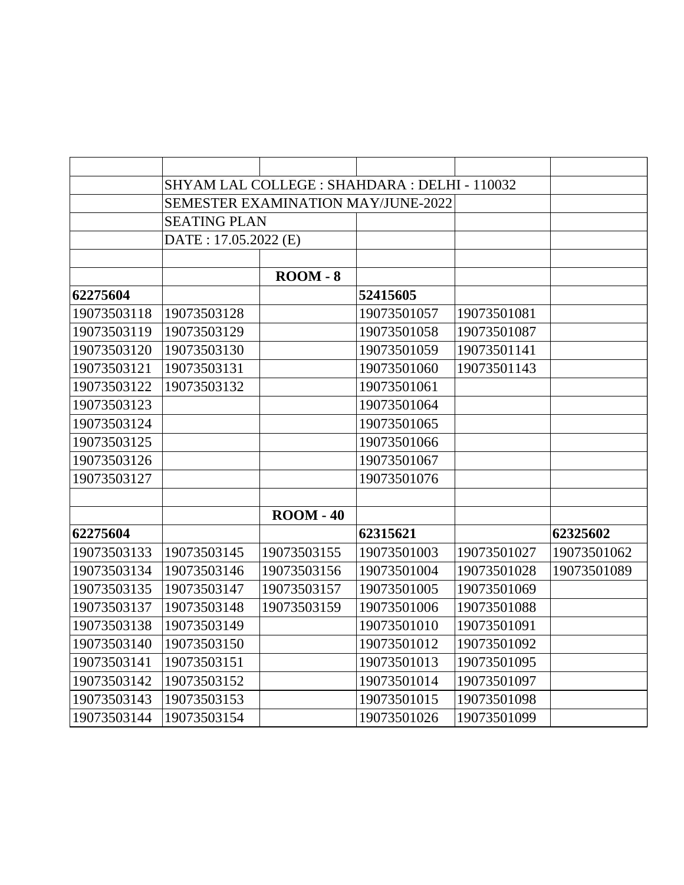| | | | | | |
|---|---|---|---|---|---|
| | SHYAM LAL COLLEGE : SHAHDARA : DELHI - 110032 | | | | |
| | SEMESTER EXAMINATION MAY/JUNE-2022 | | | | |
| | SEATING PLAN | | | | |
| | DATE : 17.05.2022 (E) | | | | |
| | | | | | |
| | | **ROOM - 8** | | | |
| **62275604** | | | **52415605** | | |
| 19073503118 | 19073503128 | | 19073501057 | 19073501081 | |
| 19073503119 | 19073503129 | | 19073501058 | 19073501087 | |
| 19073503120 | 19073503130 | | 19073501059 | 19073501141 | |
| 19073503121 | 19073503131 | | 19073501060 | 19073501143 | |
| 19073503122 | 19073503132 | | 19073501061 | | |
| 19073503123 | | | 19073501064 | | |
| 19073503124 | | | 19073501065 | | |
| 19073503125 | | | 19073501066 | | |
| 19073503126 | | | 19073501067 | | |
| 19073503127 | | | 19073501076 | | |
| | | | | | |
| | | **ROOM - 40** | | | |
| **62275604** | | | **62315621** | | **62325602** |
| 19073503133 | 19073503145 | 19073503155 | 19073501003 | 19073501027 | 19073501062 |
| 19073503134 | 19073503146 | 19073503156 | 19073501004 | 19073501028 | 19073501089 |
| 19073503135 | 19073503147 | 19073503157 | 19073501005 | 19073501069 | |
| 19073503137 | 19073503148 | 19073503159 | 19073501006 | 19073501088 | |
| 19073503138 | 19073503149 | | 19073501010 | 19073501091 | |
| 19073503140 | 19073503150 | | 19073501012 | 19073501092 | |
| 19073503141 | 19073503151 | | 19073501013 | 19073501095 | |
| 19073503142 | 19073503152 | | 19073501014 | 19073501097 | |
| 19073503143 | 19073503153 | | 19073501015 | 19073501098 | |
| 19073503144 | 19073503154 | | 19073501026 | 19073501099 | |